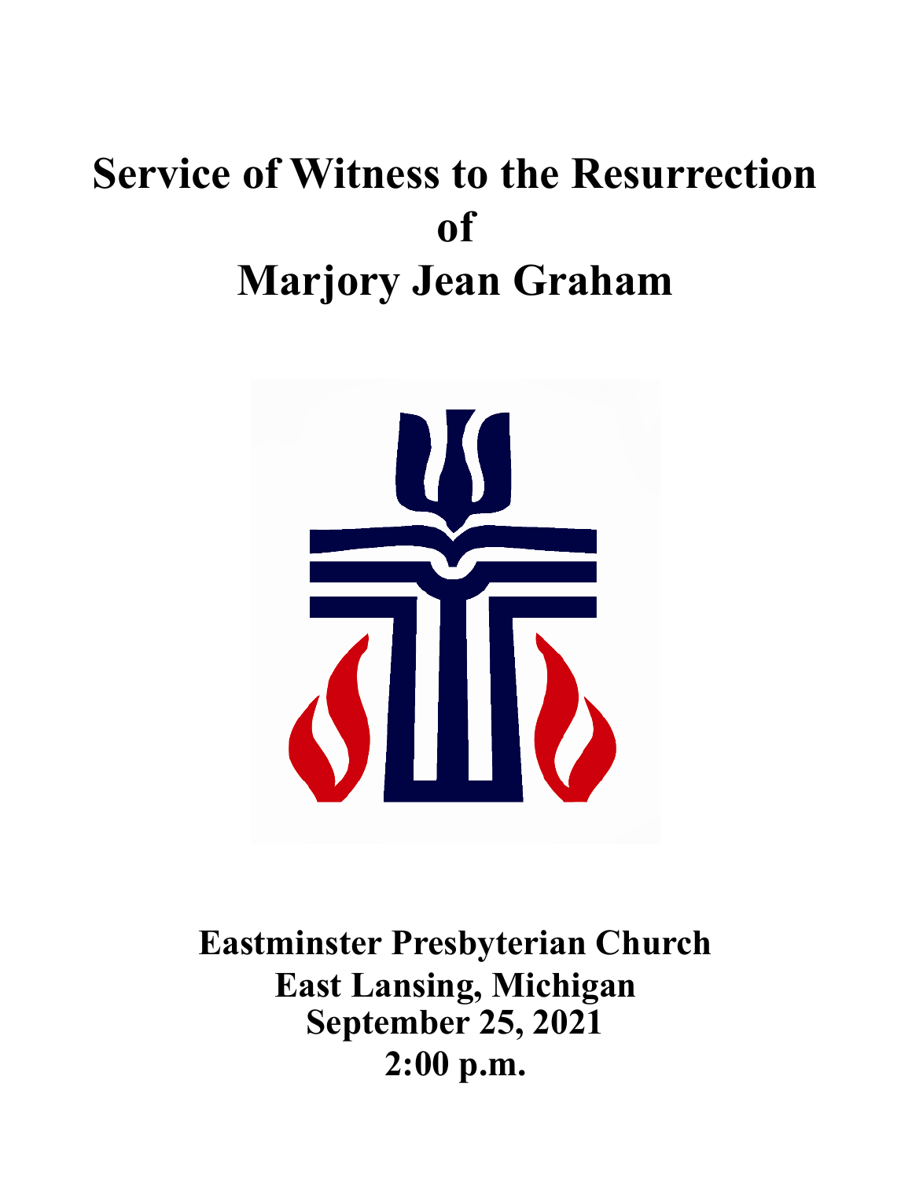# Service of Witness to the Resurrection of Marjory Jean Graham

**Eastminster Presbyterian Church**
**East Lansing, Michigan**
**September 25, 2021**
**2:00 p.m.**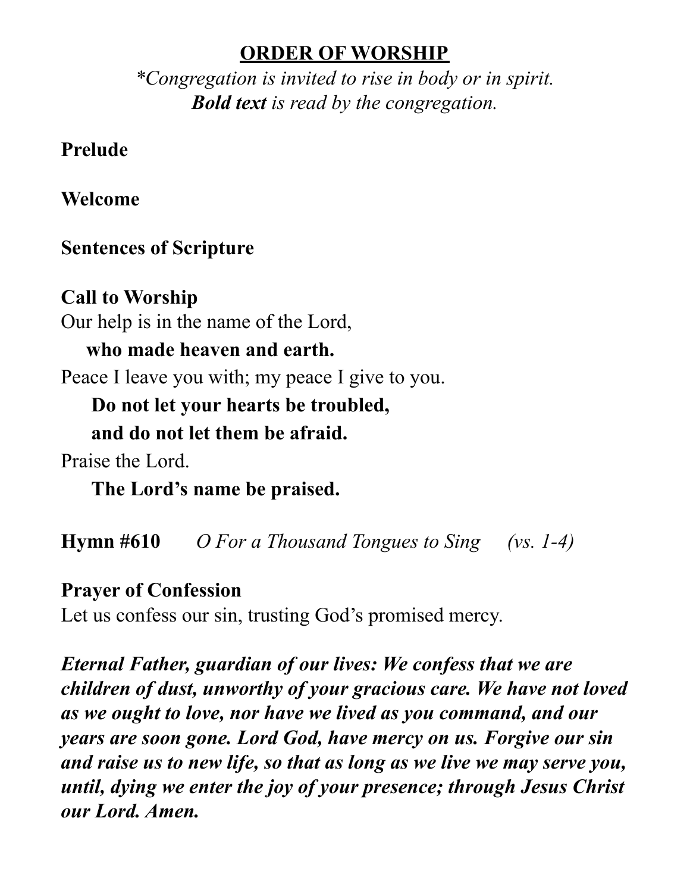## <u>ORDER OF WORSHIP</u>

*\*Congregation is invited to rise in body or in spirit.*
***Bold text** is read by the congregation.*

**Prelude**

**Welcome**

**Sentences of Scripture**

**Call to Worship**
Our help is in the name of the Lord,
**who made heaven and earth.**
Peace I leave you with; my peace I give to you.
**Do not let your hearts be troubled,**
**and do not let them be afraid.**
Praise the Lord.
**The Lord's name be praised.**

**Hymn #610** *O For a Thousand Tongues to Sing (vs. 1-4)*

**Prayer of Confession**
Let us confess our sin, trusting God's promised mercy.

***Eternal Father, guardian of our lives: We confess that we are children of dust, unworthy of your gracious care. We have not loved as we ought to love, nor have we lived as you command, and our years are soon gone. Lord God, have mercy on us. Forgive our sin and raise us to new life, so that as long as we live we may serve you, until, dying we enter the joy of your presence; through Jesus Christ our Lord. Amen.***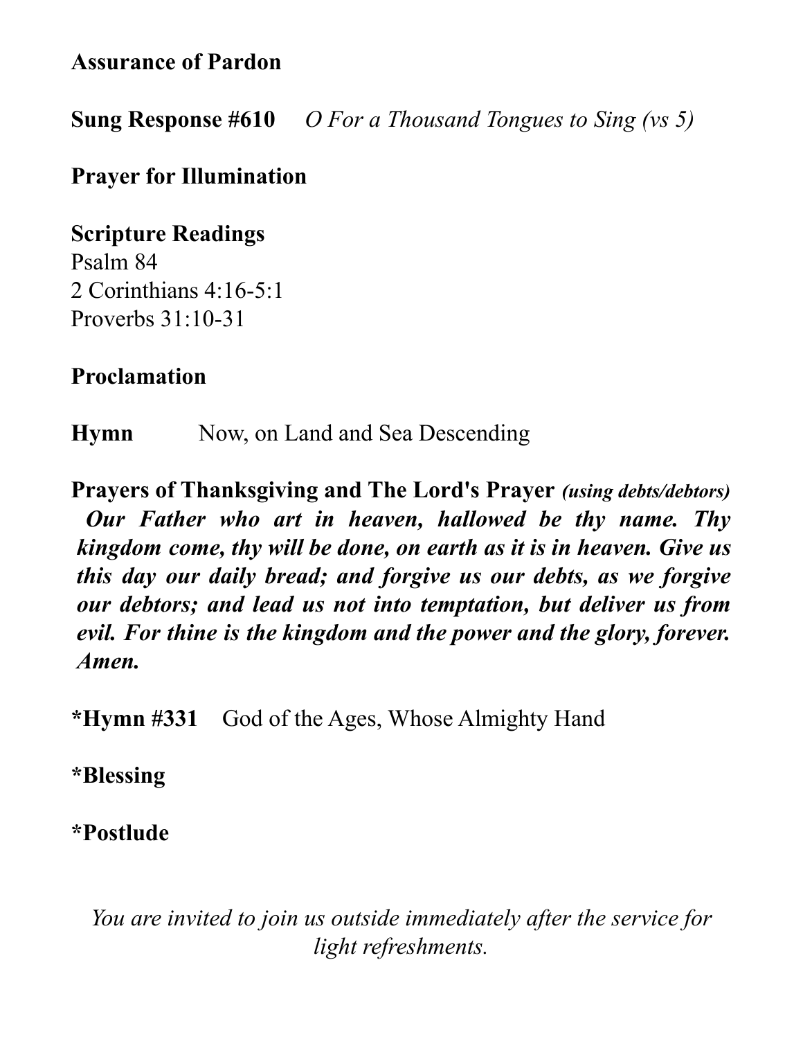**Assurance of Pardon**

**Sung Response #610** *O For a Thousand Tongues to Sing (vs 5)*

**Prayer for Illumination**

**Scripture Readings**
Psalm 84
2 Corinthians 4:16-5:1
Proverbs 31:10-31

**Proclamation**

**Hymn** Now, on Land and Sea Descending

**Prayers of Thanksgiving and The Lord's Prayer** ***(using debts/debtors)***

***Our Father who art in heaven, hallowed be thy name. Thy kingdom come, thy will be done, on earth as it is in heaven. Give us this day our daily bread; and forgive us our debts, as we forgive our debtors; and lead us not into temptation, but deliver us from evil. For thine is the kingdom and the power and the glory, forever. Amen.***

**\*Hymn #331** God of the Ages, Whose Almighty Hand

**\*Blessing**

**\*Postlude**

*You are invited to join us outside immediately after the service for light refreshments.*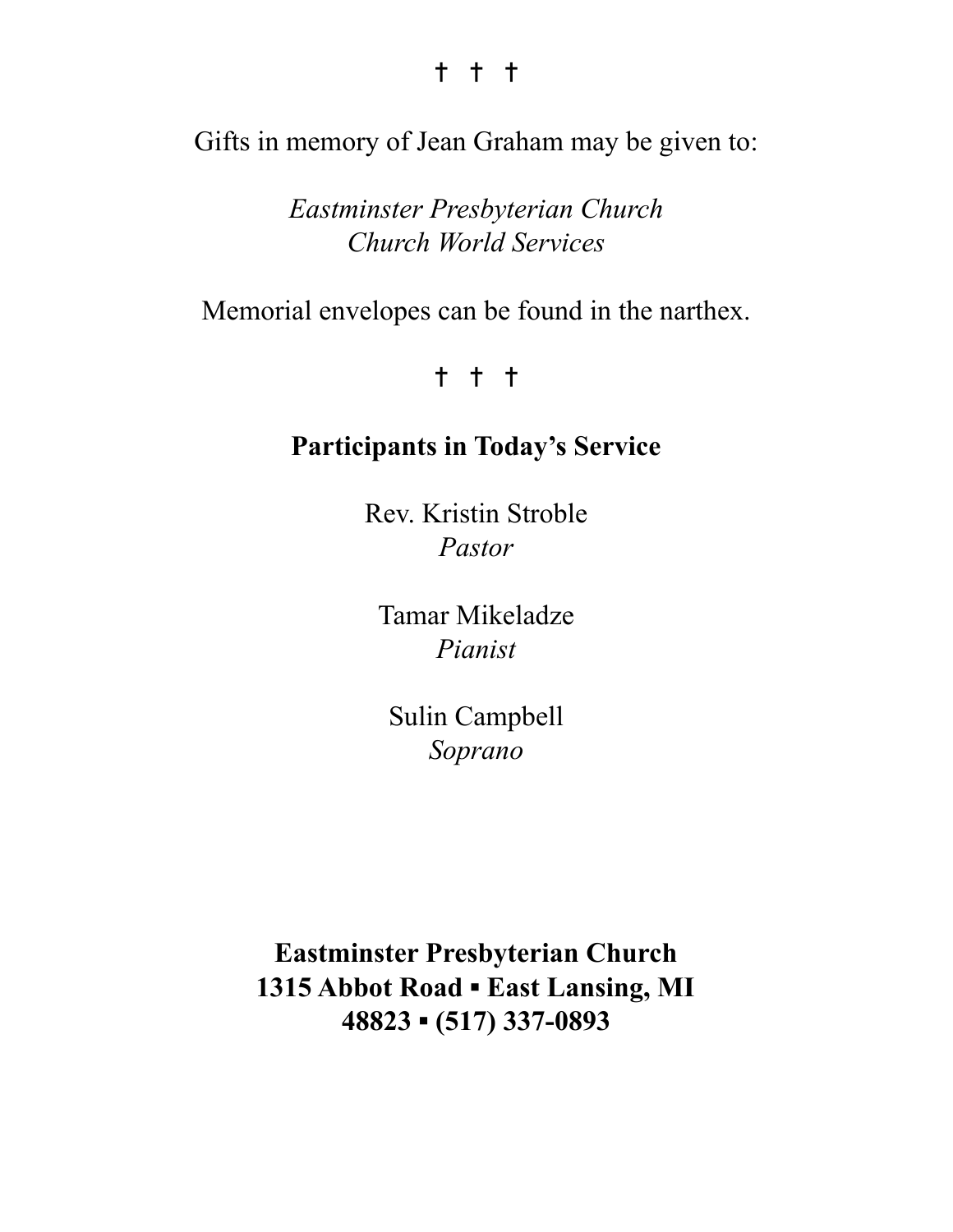† † †

Gifts in memory of Jean Graham may be given to:

*Eastminster Presbyterian Church*
*Church World Services*

Memorial envelopes can be found in the narthex.

† † †

**Participants in Today's Service**

Rev. Kristin Stroble
*Pastor*

Tamar Mikeladze
*Pianist*

Sulin Campbell
*Soprano*

**Eastminster Presbyterian Church**
**1315 Abbot Road ▪ East Lansing, MI 48823 ▪ (517) 337-0893**